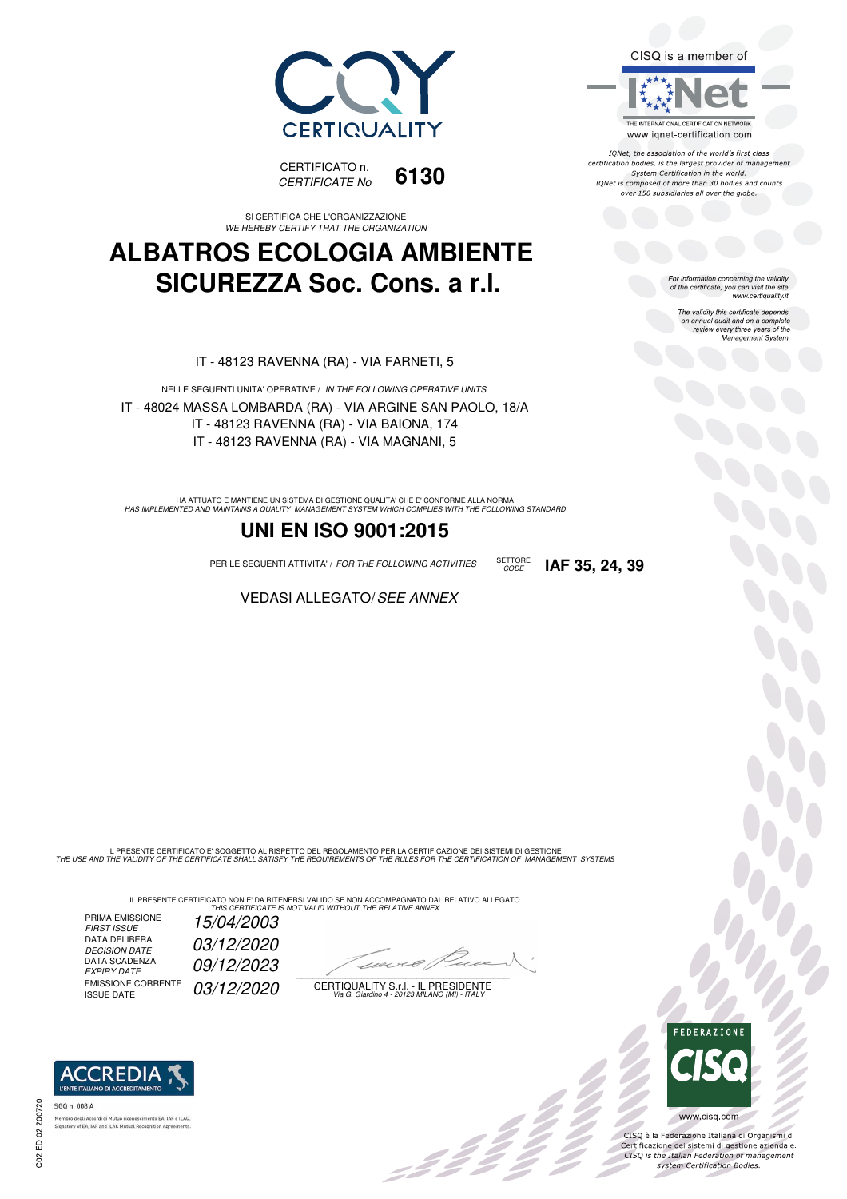CERTIQUALITY

CERTIFICATO n.
*CERTIFICATE No* **6130**

CISQ is a member of

THE INTERNATIONAL CERTIFICATION NETWORK
www.iqnet-certification.com

*IQNet, the association of the world's first class certification bodies, is the largest provider of management System Certification in the world. IQNet is composed of more than 30 bodies and counts over 150 subsidiaries all over the globe.*

SI CERTIFICA CHE L'ORGANIZZAZIONE
*WE HEREBY CERTIFY THAT THE ORGANIZATION*

# ALBATROS ECOLOGIA AMBIENTE SICUREZZA Soc. Cons. a r.l.

*For information concerning the validity of the certificate, you can visit the site www.certiquality.it*

*The validity this certificate depends on annual audit and on a complete review every three years of the Management System.*

IT - 48123 RAVENNA (RA) - VIA FARNETI, 5

NELLE SEGUENTI UNITA' OPERATIVE / *IN THE FOLLOWING OPERATIVE UNITS*

IT - 48024 MASSA LOMBARDA (RA) - VIA ARGINE SAN PAOLO, 18/A
IT - 48123 RAVENNA (RA) - VIA BAIONA, 174
IT - 48123 RAVENNA (RA) - VIA MAGNANI, 5

HA ATTUATO E MANTIENE UN SISTEMA DI GESTIONE QUALITA' CHE E' CONFORME ALLA NORMA
*HAS IMPLEMENTED AND MAINTAINS A QUALITY MANAGEMENT SYSTEM WHICH COMPLIES WITH THE FOLLOWING STANDARD*

## UNI EN ISO 9001:2015

PER LE SEGUENTI ATTIVITA' / *FOR THE FOLLOWING ACTIVITIES* SETTORE *CODE* **IAF 35, 24, 39**

VEDASI ALLEGATO/ *SEE ANNEX*

IL PRESENTE CERTIFICATO E' SOGGETTO AL RISPETTO DEL REGOLAMENTO PER LA CERTIFICAZIONE DEI SISTEMI DI GESTIONE
*THE USE AND THE VALIDITY OF THE CERTIFICATE SHALL SATISFY THE REQUIREMENTS OF THE RULES FOR THE CERTIFICATION OF MANAGEMENT SYSTEMS*

IL PRESENTE CERTIFICATO NON E' DA RITENERSI VALIDO SE NON ACCOMPAGNATO DAL RELATIVO ALLEGATO
*THIS CERTIFICATE IS NOT VALID WITHOUT THE RELATIVE ANNEX*

| | |
|---|---|
| PRIMA EMISSIONE *FIRST ISSUE* | 15/04/2003 |
| DATA DELIBERA *DECISION DATE* | 03/12/2020 |
| DATA SCADENZA *EXPIRY DATE* | 09/12/2023 |
| EMISSIONE CORRENTE *ISSUE DATE* | 03/12/2020 |

CERTIQUALITY S.r.l. - IL PRESIDENTE
*Via G. Giardino 4 - 20123 MILANO (MI) - ITALY*

ACCREDIA
L'ENTE ITALIANO DI ACCREDITAMENTO
SGQ n. 008 A
Membro degli Accordi di Mutuo riconoscimento EA, IAF e ILAC
Signatory of EA, IAF and ILAC Mutual Recognition Agreements

C02 ED 02 200720

FEDERAZIONE CISQ
www.cisq.com

CISQ è la Federazione Italiana di Organismi di Certificazione dei sistemi di gestione aziendale.
*CISQ is the Italian Federation of management system Certification Bodies.*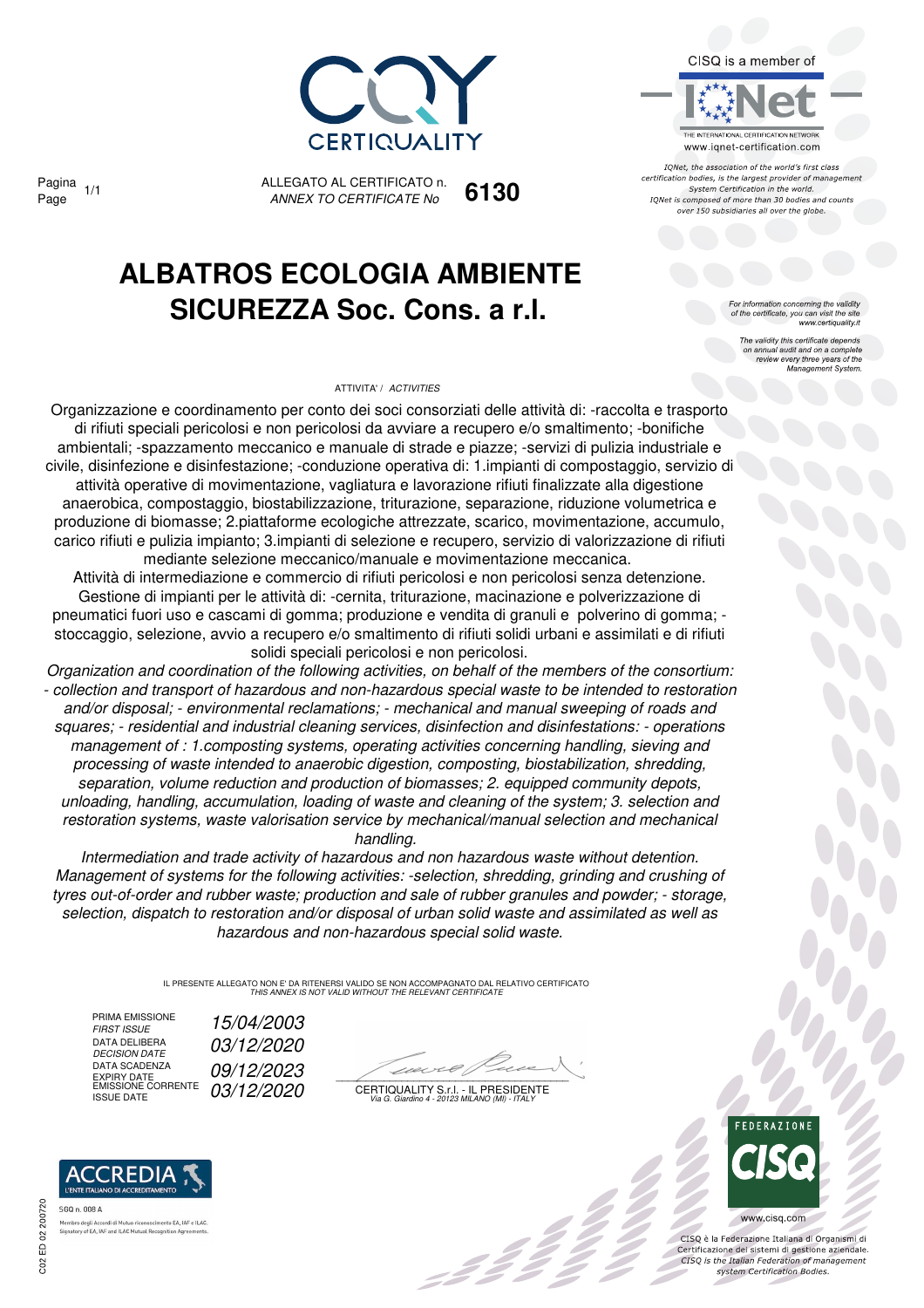CISQ is a member of

THE INTERNATIONAL CERTIFICATION NETWORK
www.iqnet-certification.com

*IQNet, the association of the world's first class certification bodies, is the largest provider of management System Certification in the world. IQNet is composed of more than 30 bodies and counts over 150 subsidiaries all over the globe.*

ALLEGATO AL CERTIFICATO n.
*ANNEX TO CERTIFICATE No* **6130**

# ALBATROS ECOLOGIA AMBIENTE SICUREZZA Soc. Cons. a r.l.

*For information concerning the validity of the certificate, you can visit the site www.certiquality.it*

*The validity this certificate depends on annual audit and on a complete review every three years of the Management System.*

ATTIVITA' / *ACTIVITIES*

Organizzazione e coordinamento per conto dei soci consorziati delle attività di: -raccolta e trasporto di rifiuti speciali pericolosi e non pericolosi da avviare a recupero e/o smaltimento; -bonifiche ambientali; -spazzamento meccanico e manuale di strade e piazze; -servizi di pulizia industriale e civile, disinfezione e disinfestazione; -conduzione operativa di: 1.impianti di compostaggio, servizio di attività operative di movimentazione, vagliatura e lavorazione rifiuti finalizzate alla digestione anaerobica, compostaggio, biostabilizzazione, triturazione, separazione, riduzione volumetrica e produzione di biomasse; 2.piattaforme ecologiche attrezzate, scarico, movimentazione, accumulo, carico rifiuti e pulizia impianto; 3.impianti di selezione e recupero, servizio di valorizzazione di rifiuti mediante selezione meccanico/manuale e movimentazione meccanica.
Attività di intermediazione e commercio di rifiuti pericolosi e non pericolosi senza detenzione. Gestione di impianti per le attività di: -cernita, triturazione, macinazione e polverizzazione di pneumatici fuori uso e cascami di gomma; produzione e vendita di granuli e polverino di gomma; -stoccaggio, selezione, avvio a recupero e/o smaltimento di rifiuti solidi urbani e assimilati e di rifiuti solidi speciali pericolosi e non pericolosi.

*Organization and coordination of the following activities, on behalf of the members of the consortium: - collection and transport of hazardous and non-hazardous special waste to be intended to restoration and/or disposal; - environmental reclamations; - mechanical and manual sweeping of roads and squares; - residential and industrial cleaning services, disinfection and disinfestations: - operations management of : 1.composting systems, operating activities concerning handling, sieving and processing of waste intended to anaerobic digestion, composting, biostabilization, shredding, separation, volume reduction and production of biomasses; 2. equipped community depots, unloading, handling, accumulation, loading of waste and cleaning of the system; 3. selection and restoration systems, waste valorisation service by mechanical/manual selection and mechanical handling.*
*Intermediation and trade activity of hazardous and non hazardous waste without detention. Management of systems for the following activities: -selection, shredding, grinding and crushing of tyres out-of-order and rubber waste; production and sale of rubber granules and powder; - storage, selection, dispatch to restoration and/or disposal of urban solid waste and assimilated as well as hazardous and non-hazardous special solid waste.*

IL PRESENTE ALLEGATO NON E' DA RITENERSI VALIDO SE NON ACCOMPAGNATO DAL RELATIVO CERTIFICATO
*THIS ANNEX IS NOT VALID WITHOUT THE RELEVANT CERTIFICATE*

| | |
|---|---|
| PRIMA EMISSIONE / *FIRST ISSUE* | *15/04/2003* |
| DATA DELIBERA / *DECISION DATE* | *03/12/2020* |
| DATA SCADENZA / *EXPIRY DATE* | *09/12/2023* |
| EMISSIONE CORRENTE / *ISSUE DATE* | *03/12/2020* |

CERTIQUALITY S.r.l. - IL PRESIDENTE
*Via G. Giardino 4 - 20123 MILANO (MI) - ITALY*

ACCREDIA
L'ENTE ITALIANO DI ACCREDITAMENTO
SGQ n. 008 A
Membro degli Accordi di Mutuo riconoscimento EA, IAF e ILAC.
Signatory of EA, IAF and ILAC Mutual Recognition Agreements.

C02 ED 02 200720

FEDERAZIONE CISQ
www.cisq.com

CISQ è la Federazione Italiana di Organismi di Certificazione dei sistemi di gestione aziendale.
*CISQ is the Italian Federation of management system Certification Bodies.*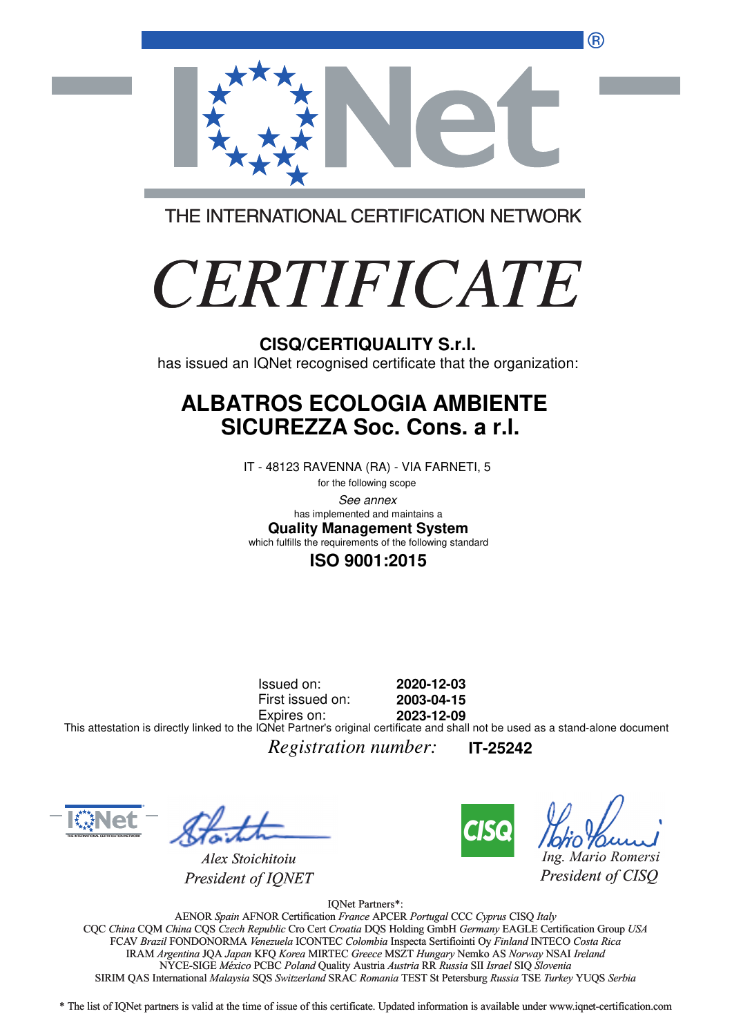THE INTERNATIONAL CERTIFICATION NETWORK

# CERTIFICATE

**CISQ/CERTIQUALITY S.r.l.**

has issued an IQNet recognised certificate that the organization:

## ALBATROS ECOLOGIA AMBIENTE SICUREZZA Soc. Cons. a r.l.

IT - 48123 RAVENNA (RA) - VIA FARNETI, 5

for the following scope

*See annex*

has implemented and maintains a

**Quality Management System**

which fulfills the requirements of the following standard

**ISO 9001:2015**

Issued on: **2020-12-03**
First issued on: **2003-04-15**
Expires on: **2023-12-09**

This attestation is directly linked to the IQNet Partner's original certificate and shall not be used as a stand-alone document

*Registration number:* **IT-25242**

*Alex Stoichitoiu*
*President of IQNET*

*Ing. Mario Romersi*
*President of CISQ*

IQNet Partners*:

AENOR *Spain* AFNOR Certification *France* APCER *Portugal* CCC *Cyprus* CISQ *Italy*
CQC *China* CQM *China* CQS *Czech Republic* Cro Cert *Croatia* DQS Holding GmbH *Germany* EAGLE Certification Group *USA*
FCAV *Brazil* FONDONORMA *Venezuela* ICONTEC *Colombia* Inspecta Sertifiointi Oy *Finland* INTECO *Costa Rica*
IRAM *Argentina* JQA *Japan* KFQ *Korea* MIRTEC *Greece* MSZT *Hungary* Nemko AS *Norway* NSAI *Ireland*
NYCE-SIGE *México* PCBC *Poland* Quality Austria *Austria* RR *Russia* SII *Israel* SIQ *Slovenia*
SIRIM QAS International *Malaysia* SQS *Switzerland* SRAC *Romania* TEST St Petersburg *Russia* TSE *Turkey* YUQS *Serbia*

* The list of IQNet partners is valid at the time of issue of this certificate. Updated information is available under www.iqnet-certification.com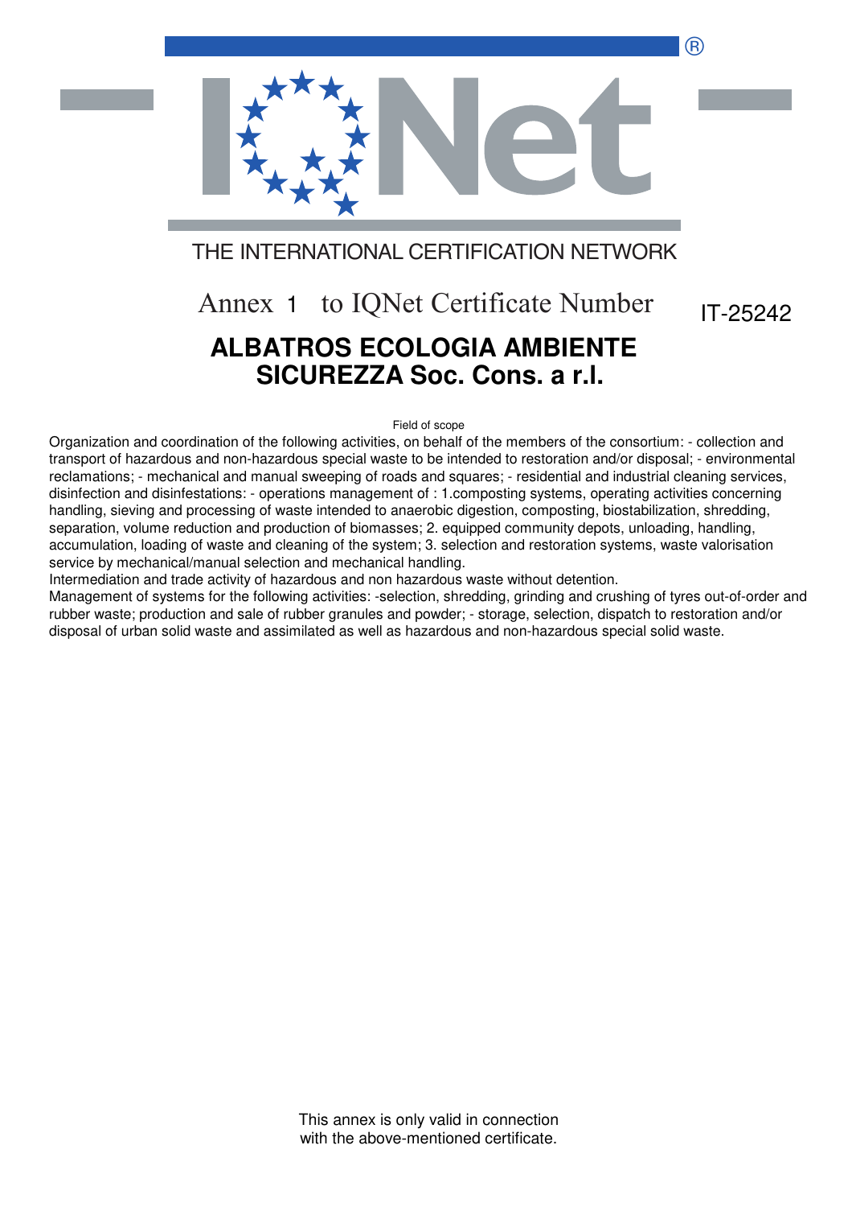# IQNet

THE INTERNATIONAL CERTIFICATION NETWORK

Annex 1 to IQNet Certificate Number IT-25242

## ALBATROS ECOLOGIA AMBIENTE SICUREZZA Soc. Cons. a r.l.

Field of scope

Organization and coordination of the following activities, on behalf of the members of the consortium: - collection and transport of hazardous and non-hazardous special waste to be intended to restoration and/or disposal; - environmental reclamations; - mechanical and manual sweeping of roads and squares; - residential and industrial cleaning services, disinfection and disinfestations: - operations management of : 1.composting systems, operating activities concerning handling, sieving and processing of waste intended to anaerobic digestion, composting, biostabilization, shredding, separation, volume reduction and production of biomasses; 2. equipped community depots, unloading, handling, accumulation, loading of waste and cleaning of the system; 3. selection and restoration systems, waste valorisation service by mechanical/manual selection and mechanical handling.
Intermediation and trade activity of hazardous and non hazardous waste without detention.
Management of systems for the following activities: -selection, shredding, grinding and crushing of tyres out-of-order and rubber waste; production and sale of rubber granules and powder; - storage, selection, dispatch to restoration and/or disposal of urban solid waste and assimilated as well as hazardous and non-hazardous special solid waste.

This annex is only valid in connection with the above-mentioned certificate.